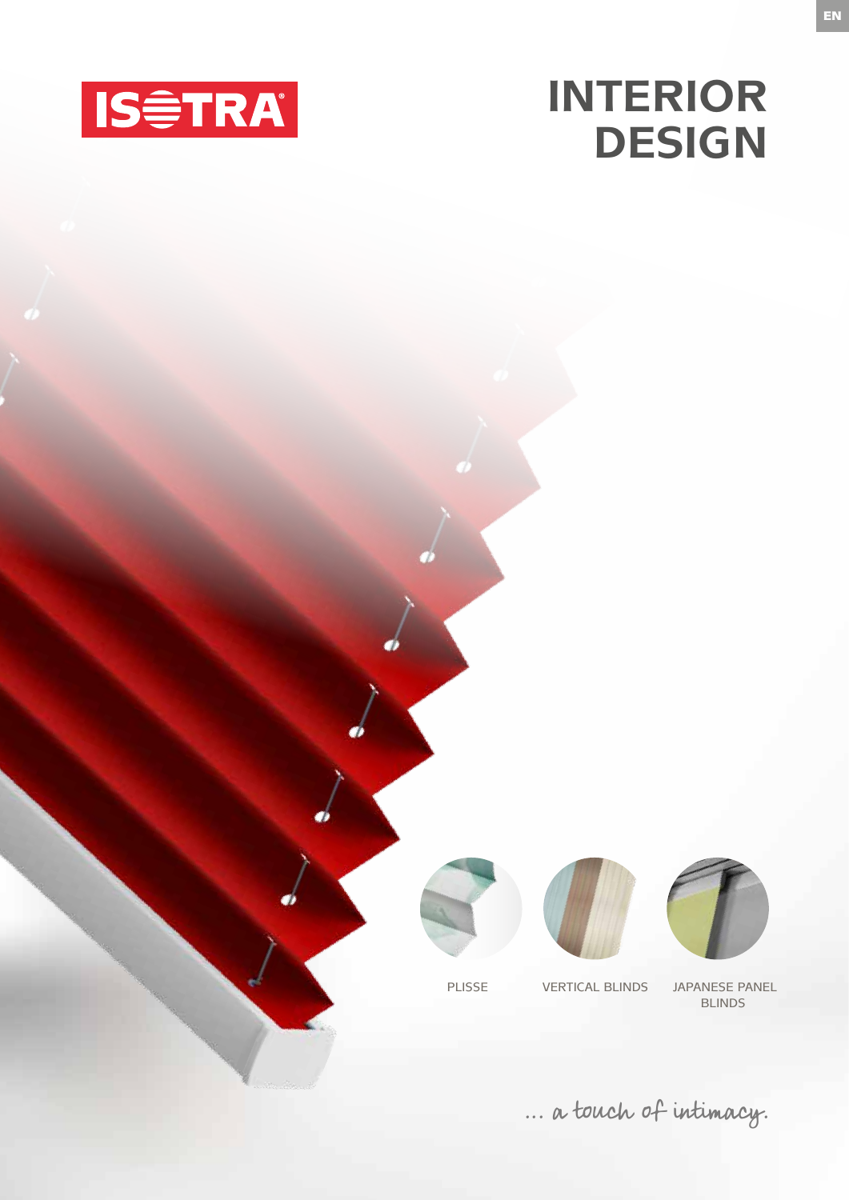EN

ISOTRA

# INTERIOR DESIGN

PLISSE

VERTICAL BLINDS

JAPANESE PANEL BLINDS

*... a touch of intimacy.*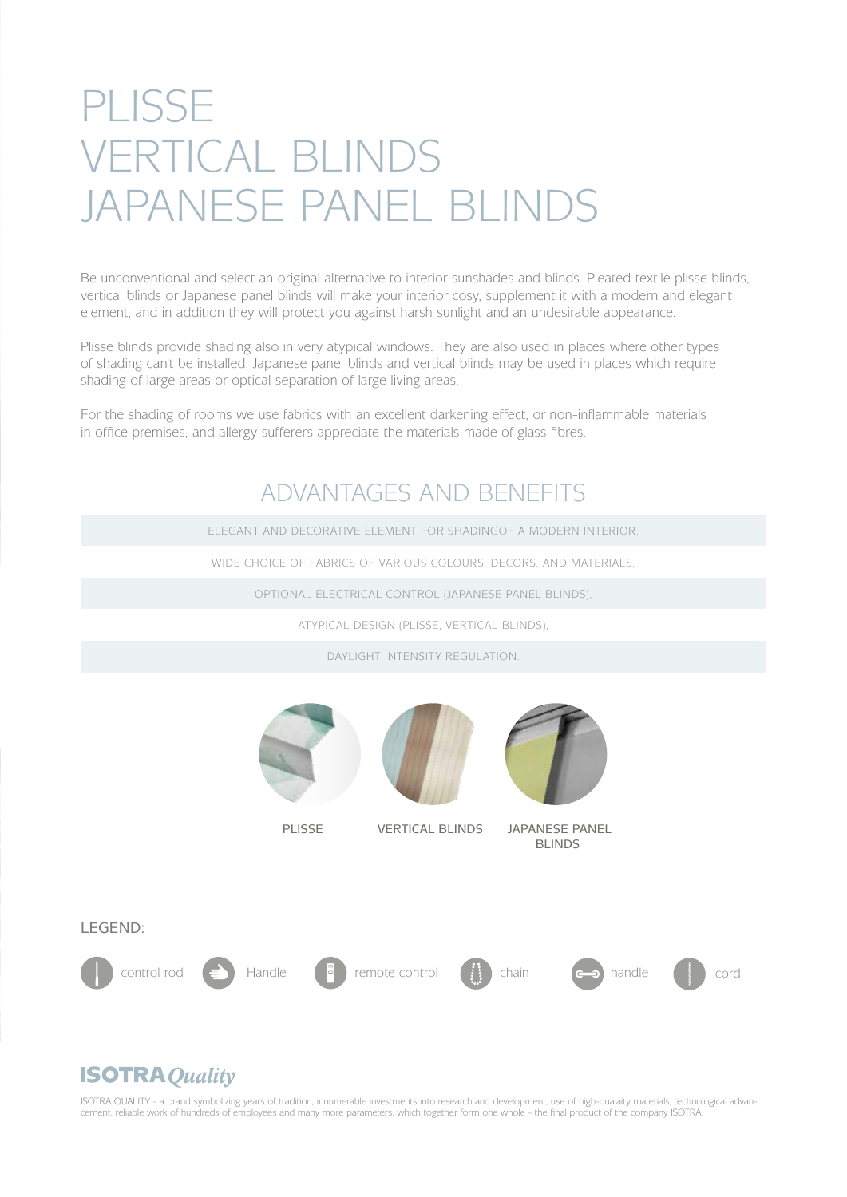# PLISSE
# VERTICAL BLINDS
# JAPANESE PANEL BLINDS

Be unconventional and select an original alternative to interior sunshades and blinds. Pleated textile plisse blinds, vertical blinds or Japanese panel blinds will make your interior cosy, supplement it with a modern and elegant element, and in addition they will protect you against harsh sunlight and an undesirable appearance.

Plisse blinds provide shading also in very atypical windows. They are also used in places where other types of shading can't be installed. Japanese panel blinds and vertical blinds may be used in places which require shading of large areas or optical separation of large living areas.

For the shading of rooms we use fabrics with an excellent darkening effect, or non-inflammable materials in office premises, and allergy sufferers appreciate the materials made of glass fibres.

## ADVANTAGES AND BENEFITS

- ELEGANT AND DECORATIVE ELEMENT FOR SHADINGOF A MODERN INTERIOR,
- WIDE CHOICE OF FABRICS OF VARIOUS COLOURS, DECORS, AND MATERIALS,
- OPTIONAL ELECTRICAL CONTROL (JAPANESE PANEL BLINDS),
- ATYPICAL DESIGN (PLISSE, VERTICAL BLINDS),
- DAYLIGHT INTENSITY REGULATION.

PLISSE

VERTICAL BLINDS

JAPANESE PANEL BLINDS

LEGEND:

control rod | Handle | remote control | chain | handle | cord

**ISOTRA** *Quality*

ISOTRA QUALITY - a brand symbolizing years of tradition, innumerable investments into research and development, use of high-qualaity materials, technological advancement, reliable work of hundreds of employees and many more parameters, which together form one whole - the final product of the company ISOTRA.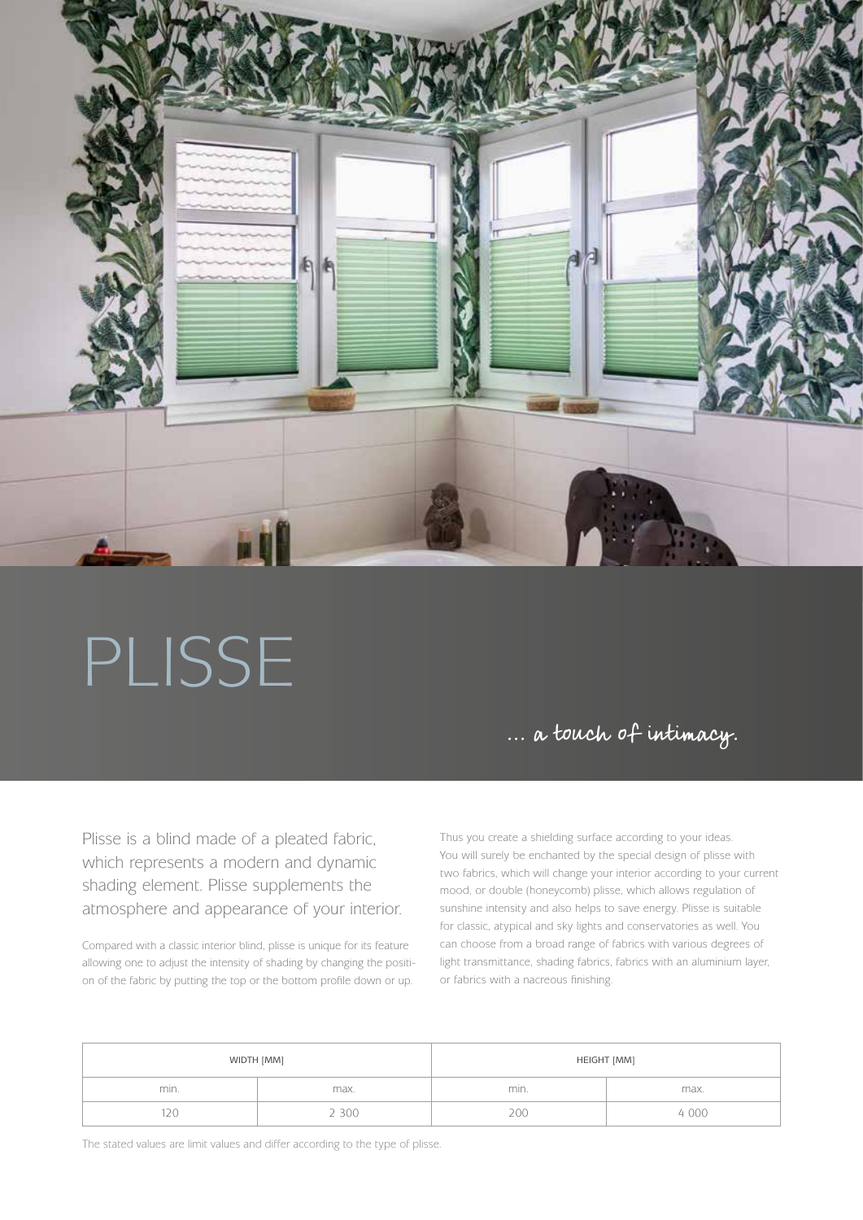# PLISSE

*... a touch of intimacy.*

Plisse is a blind made of a pleated fabric, which represents a modern and dynamic shading element. Plisse supplements the atmosphere and appearance of your interior.

Compared with a classic interior blind, plisse is unique for its feature allowing one to adjust the intensity of shading by changing the position of the fabric by putting the top or the bottom profile down or up.

Thus you create a shielding surface according to your ideas. You will surely be enchanted by the special design of plisse with two fabrics, which will change your interior according to your current mood, or double (honeycomb) plisse, which allows regulation of sunshine intensity and also helps to save energy. Plisse is suitable for classic, atypical and sky lights and conservatories as well. You can choose from a broad range of fabrics with various degrees of light transmittance, shading fabrics, fabrics with an aluminium layer, or fabrics with a nacreous finishing.

| WIDTH [MM] | | HEIGHT [MM] | |
|---|---|---|---|
| min. | max. | min. | max. |
| 120 | 2 300 | 200 | 4 000 |

The stated values are limit values and differ according to the type of plisse.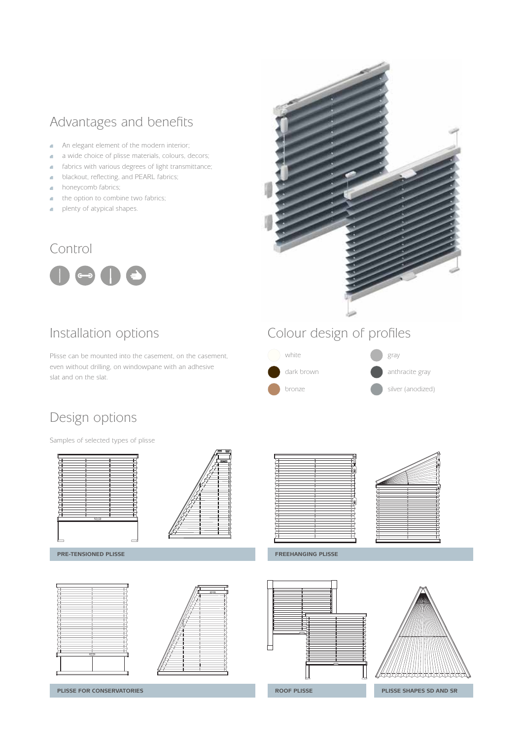## Advantages and benefits

- An elegant element of the modern interior;
- a wide choice of plisse materials, colours, decors;
- fabrics with various degrees of light transmittance;
- blackout, reflecting, and PEARL fabrics;
- honeycomb fabrics;
- the option to combine two fabrics;
- plenty of atypical shapes.

## Control

## Installation options

Plisse can be mounted into the casement, on the casement, even without drilling, on windowpane with an adhesive slat and on the slat.

## Colour design of profiles

- white
- dark brown
- bronze
- gray
- anthracite gray
- silver (anodized)

## Design options

Samples of selected types of plisse

**PRE-TENSIONED PLISSE**

**FREEHANGING PLISSE**

**PLISSE FOR CONSERVATORIES**

**ROOF PLISSE**

**PLISSE SHAPES SD AND SR**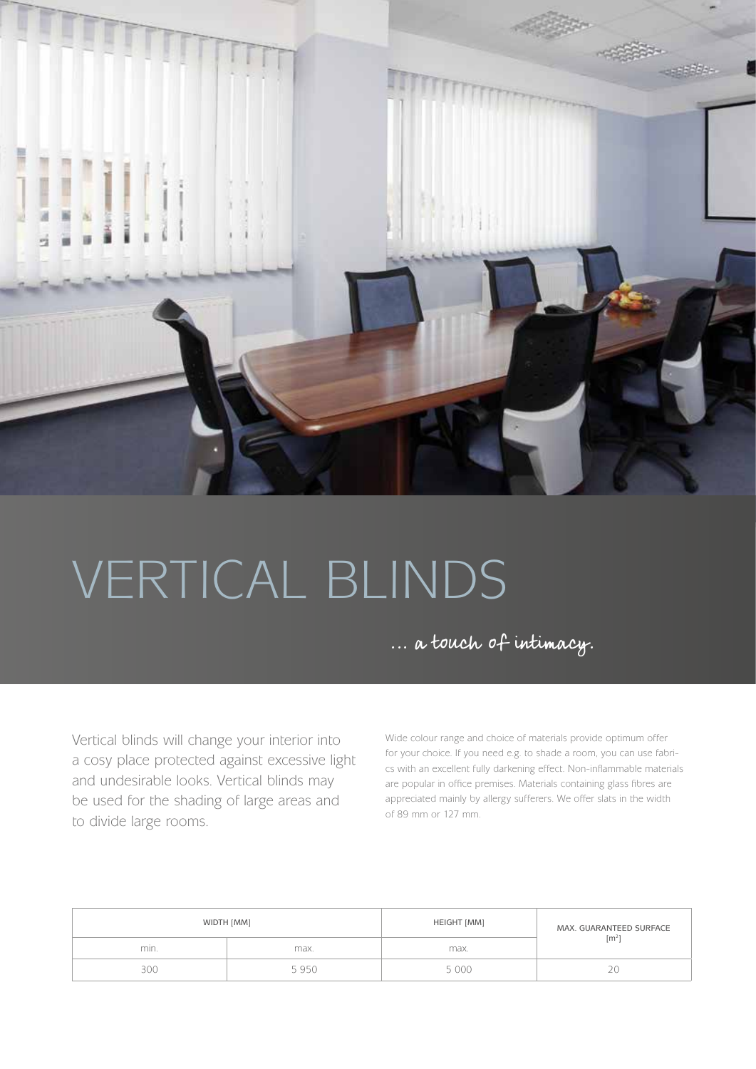# VERTICAL BLINDS

*... a touch of intimacy.*

Vertical blinds will change your interior into a cosy place protected against excessive light and undesirable looks. Vertical blinds may be used for the shading of large areas and to divide large rooms.

Wide colour range and choice of materials provide optimum offer for your choice. If you need e.g. to shade a room, you can use fabrics with an excellent fully darkening effect. Non-inflammable materials are popular in office premises. Materials containing glass fibres are appreciated mainly by allergy sufferers. We offer slats in the width of 89 mm or 127 mm.

| WIDTH [MM] | | HEIGHT [MM] | MAX. GUARANTEED SURFACE [m²] |
|---|---|---|---|
| min. | max. | max. | |
| 300 | 5 950 | 5 000 | 20 |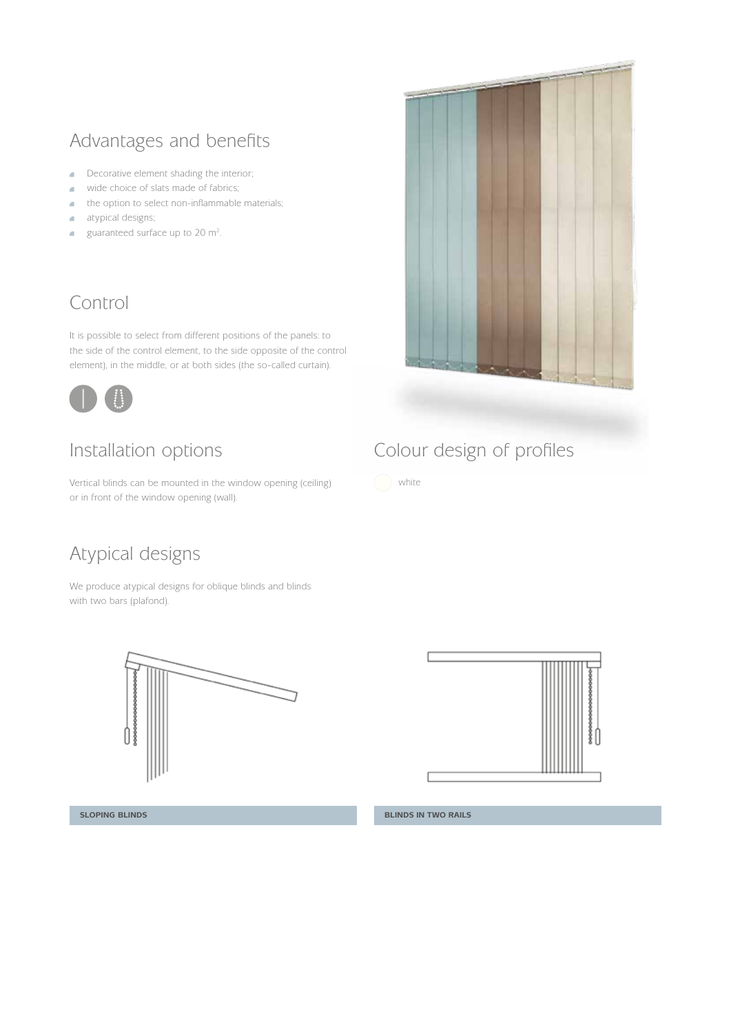## Advantages and benefits

- Decorative element shading the interior;
- wide choice of slats made of fabrics;
- the option to select non-inflammable materials;
- atypical designs;
- guaranteed surface up to 20 m².

## Control

It is possible to select from different positions of the panels: to the side of the control element, to the side opposite of the control element), in the middle, or at both sides (the so-called curtain).

## Installation options

Vertical blinds can be mounted in the window opening (ceiling) or in front of the window opening (wall).

## Colour design of profiles

white

## Atypical designs

We produce atypical designs for oblique blinds and blinds with two bars (plafond).

**SLOPING BLINDS**

**BLINDS IN TWO RAILS**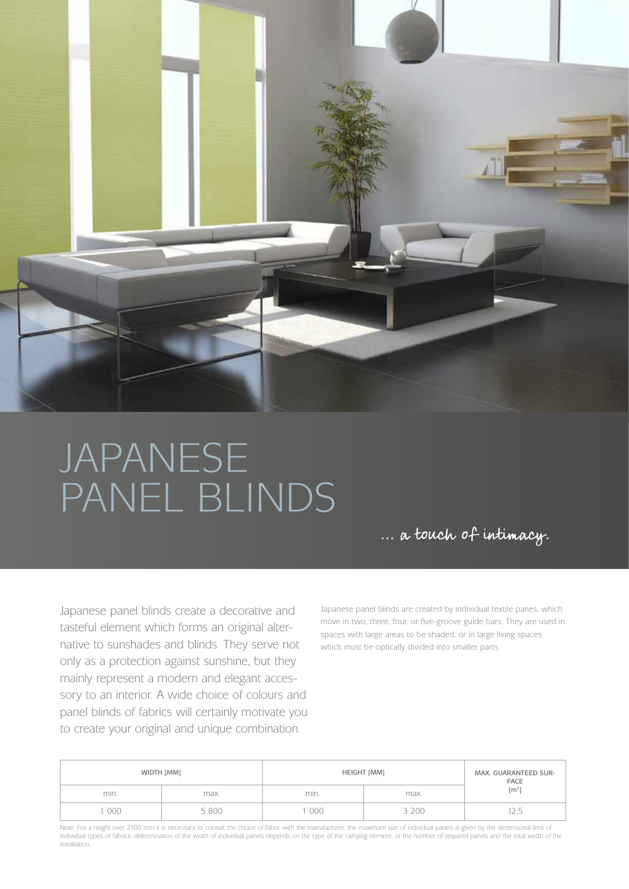# JAPANESE PANEL BLINDS

*... a touch of intimacy.*

Japanese panel blinds create a decorative and tasteful element which forms an original alternative to sunshades and blinds. They serve not only as a protection against sunshine, but they mainly represent a modern and elegant accessory to an interior. A wide choice of colours and panel blinds of fabrics will certainly motivate you to create your original and unique combination.

Japanese panel blinds are created by individual textile panes, which move in two, three, four, or five-groove guide bars. They are used in spaces with large areas to be shaded, or in large living spaces which must be optically divided into smaller parts.

| WIDTH [MM] | | HEIGHT [MM] | | MAX. GUARANTEED SURFACE [m²] |
|---|---|---|---|---|
| min. | max. | min. | max. | |
| 1 000 | 5 800 | 1 000 | 3 200 | 12,5 |

Note: For a height over 2700 mm it is necessary to consult the choice of fabric with the manufacturer; the maximum size of individual panels is given by the dimensional limit of individual types of fabrics; determination of the width of individual panels depends on the type of the carrying element, or the number of required panels and the total width of the installation.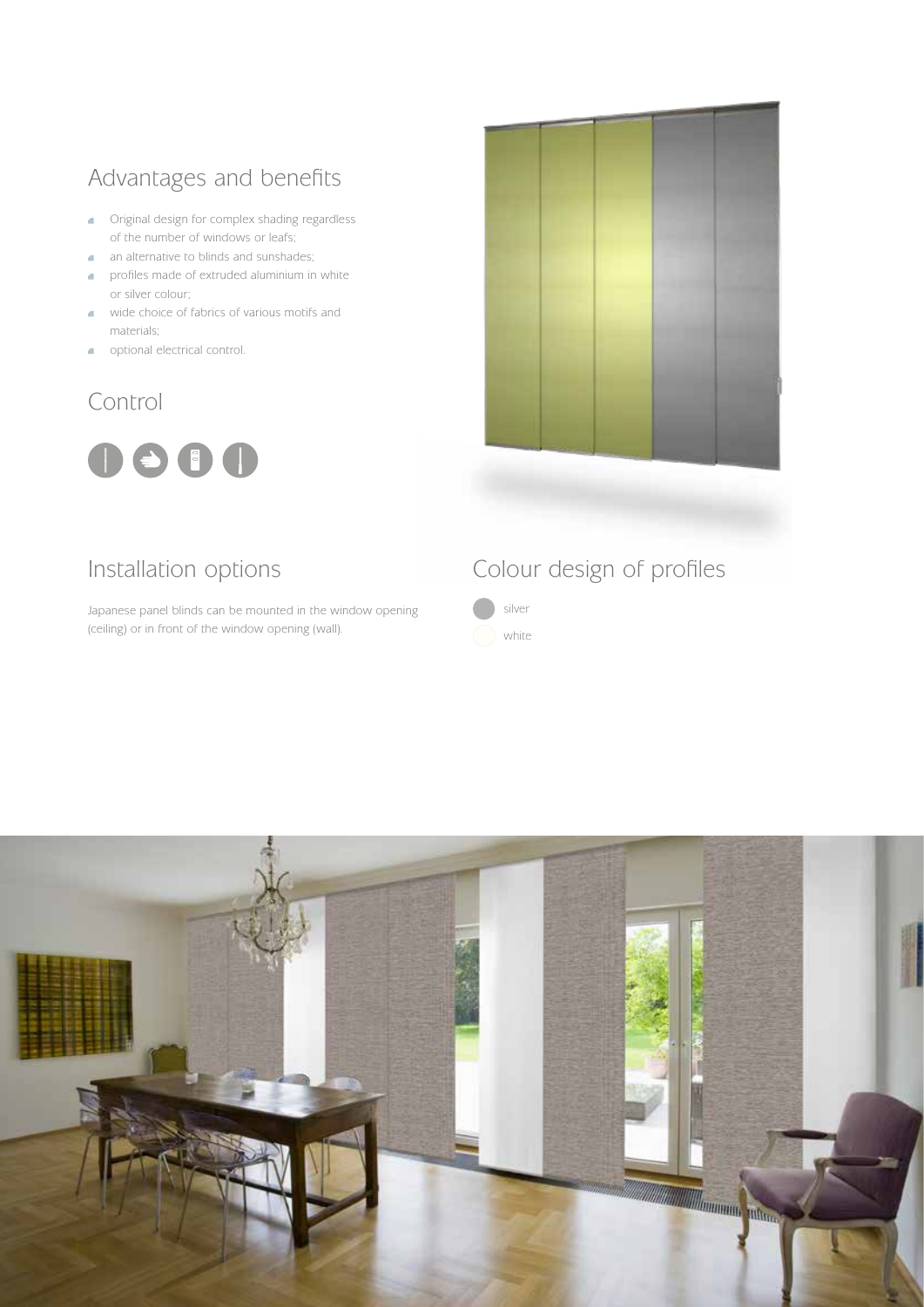## Advantages and benefits

- Original design for complex shading regardless of the number of windows or leafs;
- an alternative to blinds and sunshades;
- profiles made of extruded aluminium in white or silver colour;
- wide choice of fabrics of various motifs and materials;
- optional electrical control.

## Control

## Installation options

Japanese panel blinds can be mounted in the window opening (ceiling) or in front of the window opening (wall).

## Colour design of profiles

- silver
- white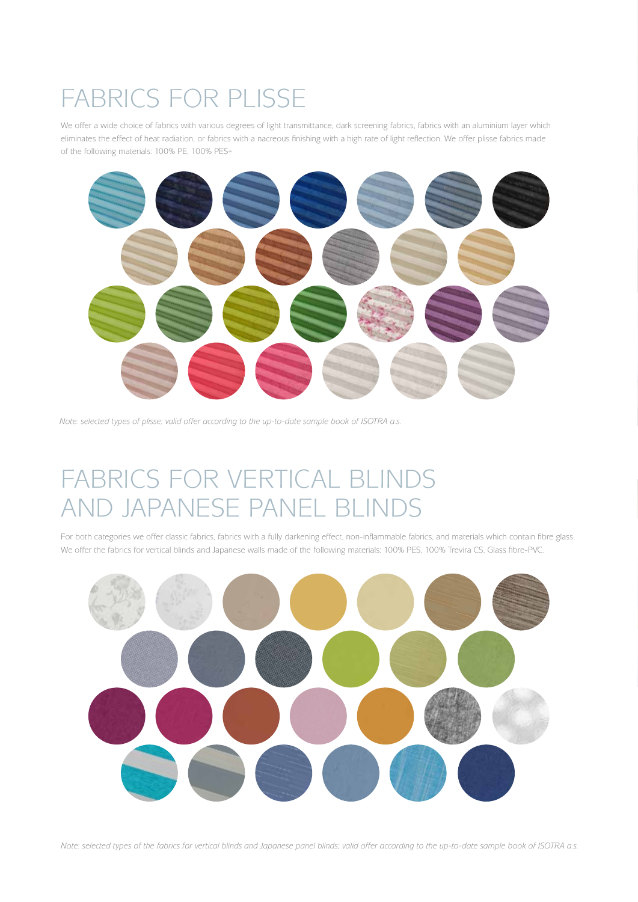# FABRICS FOR PLISSE

We offer a wide choice of fabrics with various degrees of light transmittance, dark screening fabrics, fabrics with an aluminium layer which eliminates the effect of heat radiation, or fabrics with a nacreous finishing with a high rate of light reflection. We offer plisse fabrics made of the following materials: 100% PE, 100% PES+

*Note: selected types of plisse; valid offer according to the up-to-date sample book of ISOTRA a.s.*

# FABRICS FOR VERTICAL BLINDS AND JAPANESE PANEL BLINDS

For both categories we offer classic fabrics, fabrics with a fully darkening effect, non-inflammable fabrics, and materials which contain fibre glass. We offer the fabrics for vertical blinds and Japanese walls made of the following materials: 100% PES, 100% Trevira CS, Glass fibre-PVC.

*Note: selected types of the fabrics for vertical blinds and Japanese panel blinds; valid offer according to the up-to-date sample book of ISOTRA a.s.*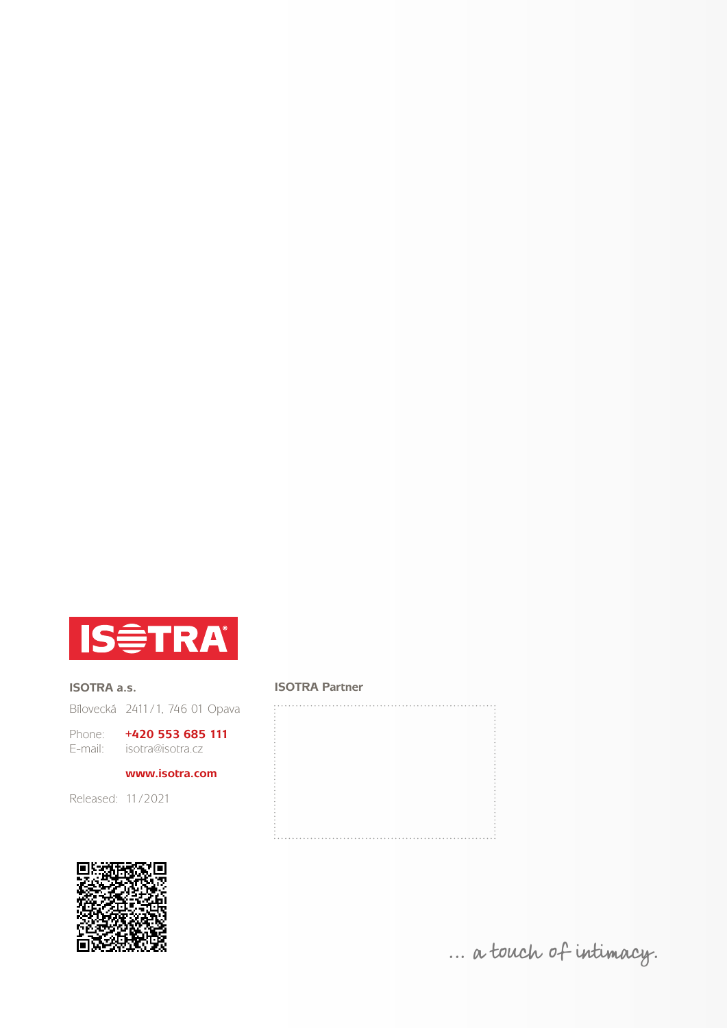ISOTRA

**ISOTRA a.s.**

Bílovecká 2411/1, 746 01 Opava

Phone: **+420 553 685 111**
E-mail: isotra@isotra.cz

**www.isotra.com**

Released: 11/2021

**ISOTRA Partner**

... a touch of intimacy.